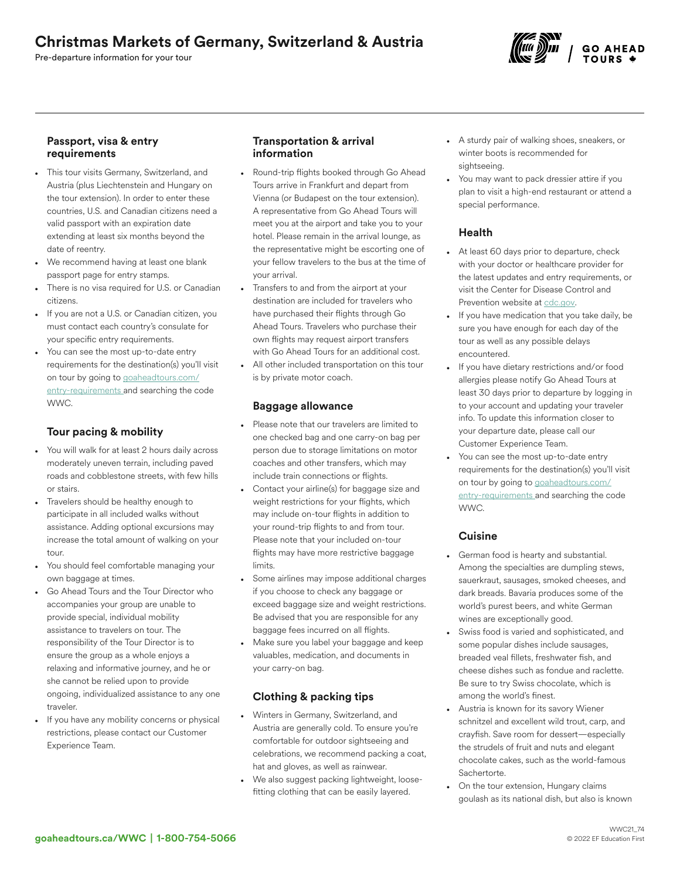# Christmas Markets of Germany, Switzerland & Austria

Pre-departure information for your tour

## Passport, visa & entry requirements

- This tour visits Germany, Switzerland, and Austria (plus Liechtenstein and Hungary on the tour extension). In order to enter these countries, U.S. and Canadian citizens need a valid passport with an expiration date extending at least six months beyond the date of reentry.
- We recommend having at least one blank passport page for entry stamps.
- There is no visa required for U.S. or Canadian citizens.
- If you are not a U.S. or Canadian citizen, you must contact each country's consulate for your specific entry requirements.
- You can see the most up-to-date entry requirements for the destination(s) you'll visit on tour by going to goaheadtours.com/entry-requirements and searching the code WWC.

## Tour pacing & mobility

- You will walk for at least 2 hours daily across moderately uneven terrain, including paved roads and cobblestone streets, with few hills or stairs.
- Travelers should be healthy enough to participate in all included walks without assistance. Adding optional excursions may increase the total amount of walking on your tour.
- You should feel comfortable managing your own baggage at times.
- Go Ahead Tours and the Tour Director who accompanies your group are unable to provide special, individual mobility assistance to travelers on tour. The responsibility of the Tour Director is to ensure the group as a whole enjoys a relaxing and informative journey, and he or she cannot be relied upon to provide ongoing, individualized assistance to any one traveler.
- If you have any mobility concerns or physical restrictions, please contact our Customer Experience Team.

## Transportation & arrival information

- Round-trip flights booked through Go Ahead Tours arrive in Frankfurt and depart from Vienna (or Budapest on the tour extension). A representative from Go Ahead Tours will meet you at the airport and take you to your hotel. Please remain in the arrival lounge, as the representative might be escorting one of your fellow travelers to the bus at the time of your arrival.
- Transfers to and from the airport at your destination are included for travelers who have purchased their flights through Go Ahead Tours. Travelers who purchase their own flights may request airport transfers with Go Ahead Tours for an additional cost.
- All other included transportation on this tour is by private motor coach.

## Baggage allowance

- Please note that our travelers are limited to one checked bag and one carry-on bag per person due to storage limitations on motor coaches and other transfers, which may include train connections or flights.
- Contact your airline(s) for baggage size and weight restrictions for your flights, which may include on-tour flights in addition to your round-trip flights to and from tour. Please note that your included on-tour flights may have more restrictive baggage limits.
- Some airlines may impose additional charges if you choose to check any baggage or exceed baggage size and weight restrictions. Be advised that you are responsible for any baggage fees incurred on all flights.
- Make sure you label your baggage and keep valuables, medication, and documents in your carry-on bag.

## Clothing & packing tips

- Winters in Germany, Switzerland, and Austria are generally cold. To ensure you're comfortable for outdoor sightseeing and celebrations, we recommend packing a coat, hat and gloves, as well as rainwear.
- We also suggest packing lightweight, loose-fitting clothing that can be easily layered.
- A sturdy pair of walking shoes, sneakers, or winter boots is recommended for sightseeing.
- You may want to pack dressier attire if you plan to visit a high-end restaurant or attend a special performance.

## Health

- At least 60 days prior to departure, check with your doctor or healthcare provider for the latest updates and entry requirements, or visit the Center for Disease Control and Prevention website at cdc.gov.
- If you have medication that you take daily, be sure you have enough for each day of the tour as well as any possible delays encountered.
- If you have dietary restrictions and/or food allergies please notify Go Ahead Tours at least 30 days prior to departure by logging in to your account and updating your traveler info. To update this information closer to your departure date, please call our Customer Experience Team.
- You can see the most up-to-date entry requirements for the destination(s) you'll visit on tour by going to goaheadtours.com/entry-requirements and searching the code WWC.

## Cuisine

- German food is hearty and substantial. Among the specialties are dumpling stews, sauerkraut, sausages, smoked cheeses, and dark breads. Bavaria produces some of the world's purest beers, and white German wines are exceptionally good.
- Swiss food is varied and sophisticated, and some popular dishes include sausages, breaded veal fillets, freshwater fish, and cheese dishes such as fondue and raclette. Be sure to try Swiss chocolate, which is among the world's finest.
- Austria is known for its savory Wiener schnitzel and excellent wild trout, carp, and crayfish. Save room for dessert—especially the strudels of fruit and nuts and elegant chocolate cakes, such as the world-famous Sachertorte.
- On the tour extension, Hungary claims goulash as its national dish, but also is known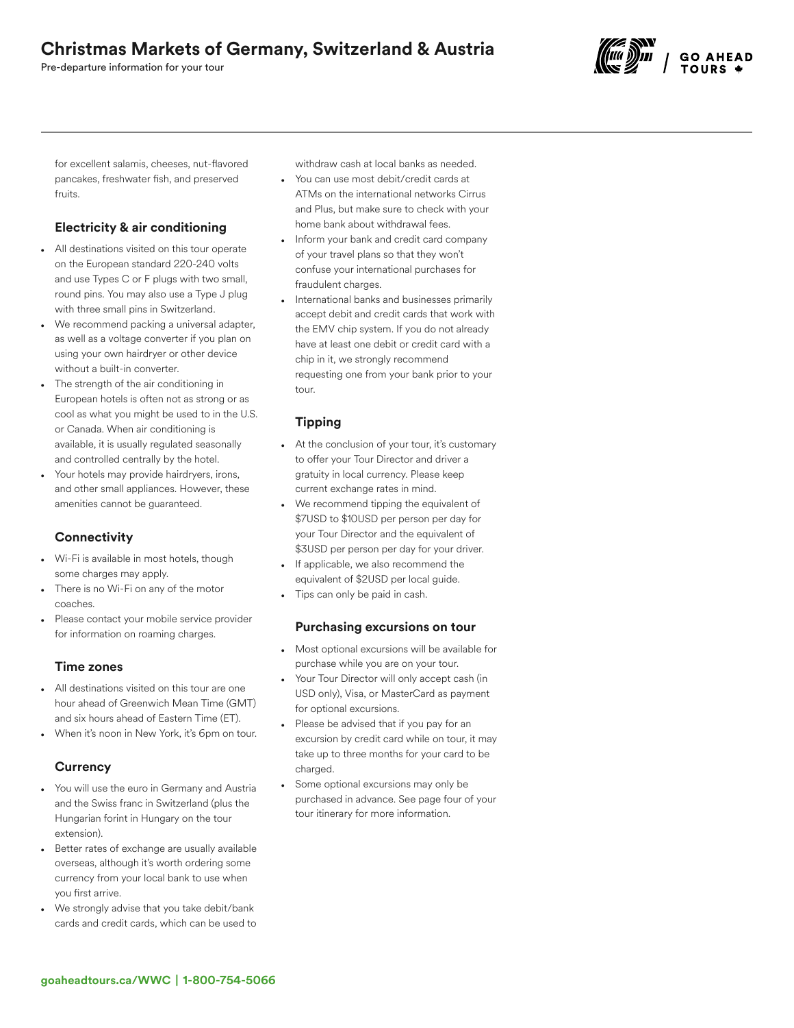for excellent salamis, cheeses, nut-flavored pancakes, freshwater fish, and preserved fruits.

### Electricity & air conditioning

- All destinations visited on this tour operate on the European standard 220-240 volts and use Types C or F plugs with two small, round pins. You may also use a Type J plug with three small pins in Switzerland.
- We recommend packing a universal adapter, as well as a voltage converter if you plan on using your own hairdryer or other device without a built-in converter.
- The strength of the air conditioning in European hotels is often not as strong or as cool as what you might be used to in the U.S. or Canada. When air conditioning is available, it is usually regulated seasonally and controlled centrally by the hotel.
- Your hotels may provide hairdryers, irons, and other small appliances. However, these amenities cannot be guaranteed.

### Connectivity

- Wi-Fi is available in most hotels, though some charges may apply.
- There is no Wi-Fi on any of the motor coaches.
- Please contact your mobile service provider for information on roaming charges.

### Time zones

- All destinations visited on this tour are one hour ahead of Greenwich Mean Time (GMT) and six hours ahead of Eastern Time (ET).
- When it's noon in New York, it's 6pm on tour.

### Currency

- You will use the euro in Germany and Austria and the Swiss franc in Switzerland (plus the Hungarian forint in Hungary on the tour extension).
- Better rates of exchange are usually available overseas, although it's worth ordering some currency from your local bank to use when you first arrive.
- We strongly advise that you take debit/bank cards and credit cards, which can be used to withdraw cash at local banks as needed.
- You can use most debit/credit cards at ATMs on the international networks Cirrus and Plus, but make sure to check with your home bank about withdrawal fees.
- Inform your bank and credit card company of your travel plans so that they won't confuse your international purchases for fraudulent charges.
- International banks and businesses primarily accept debit and credit cards that work with the EMV chip system. If you do not already have at least one debit or credit card with a chip in it, we strongly recommend requesting one from your bank prior to your tour.

### Tipping

- At the conclusion of your tour, it's customary to offer your Tour Director and driver a gratuity in local currency. Please keep current exchange rates in mind.
- We recommend tipping the equivalent of $7USD to $10USD per person per day for your Tour Director and the equivalent of $3USD per person per day for your driver.
- If applicable, we also recommend the equivalent of $2USD per local guide.
- Tips can only be paid in cash.

### Purchasing excursions on tour

- Most optional excursions will be available for purchase while you are on your tour.
- Your Tour Director will only accept cash (in USD only), Visa, or MasterCard as payment for optional excursions.
- Please be advised that if you pay for an excursion by credit card while on tour, it may take up to three months for your card to be charged.
- Some optional excursions may only be purchased in advance. See page four of your tour itinerary for more information.